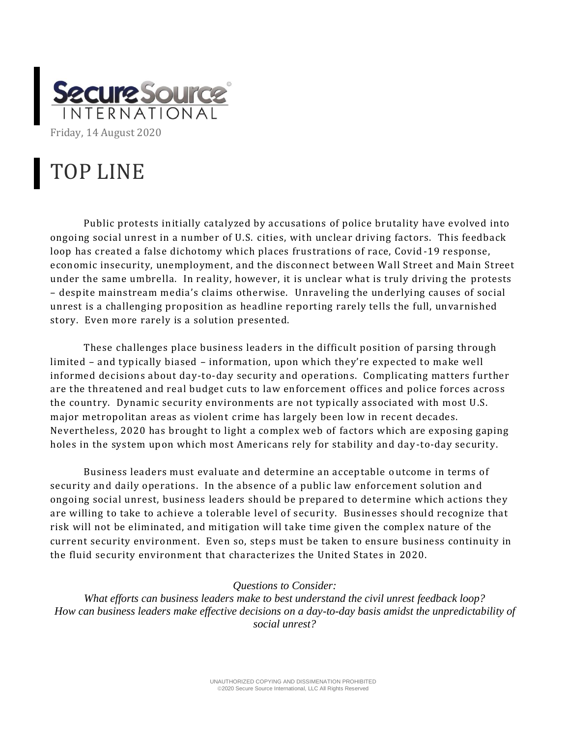**SecureSource INTERNATIONAL**

Friday, 14 August 2020

# TOP LINE

Public protests initially catalyzed by accusations of police brutality have evolved into ongoing social unrest in a number of U.S. cities, with unclear driving factors. This feedback loop has created a false dichotomy which places frustrations of race, Covid-19 response, economic insecurity, unemployment, and the disconnect between Wall Street and Main Street under the same umbrella. In reality, however, it is unclear what is truly driving the protests – despite mainstream media's claims otherwise. Unraveling the underlying causes of social unrest is a challenging proposition as headline reporting rarely tells the full, unvarnished story. Even more rarely is a solution presented.

These challenges place business leaders in the difficult position of parsing through limited – and typically biased – information, upon which they're expected to make well informed decisions about day-to-day security and operations. Complicating matters further are the threatened and real budget cuts to law enforcement offices and police forces across the country. Dynamic security environments are not typically associated with most U.S. major metropolitan areas as violent crime has largely been low in recent decades. Nevertheless, 2020 has brought to light a complex web of factors which are exposing gaping holes in the system upon which most Americans rely for stability and day-to-day security.

Business leaders must evaluate and determine an acceptable outcome in terms of security and daily operations. In the absence of a public law enforcement solution and ongoing social unrest, business leaders should be prepared to determine which actions they are willing to take to achieve a tolerable level of security. Businesses should recognize that risk will not be eliminated, and mitigation will take time given the complex nature of the current security environment. Even so, steps must be taken to ensure business continuity in the fluid security environment that characterizes the United States in 2020.

*Questions to Consider:*
*What efforts can business leaders make to best understand the civil unrest feedback loop?*
*How can business leaders make effective decisions on a day-to-day basis amidst the unpredictability of social unrest?*

UNAUTHORIZED COPYING AND DISSIMENATION PROHIBITED
©2020 Secure Source International, LLC All Rights Reserved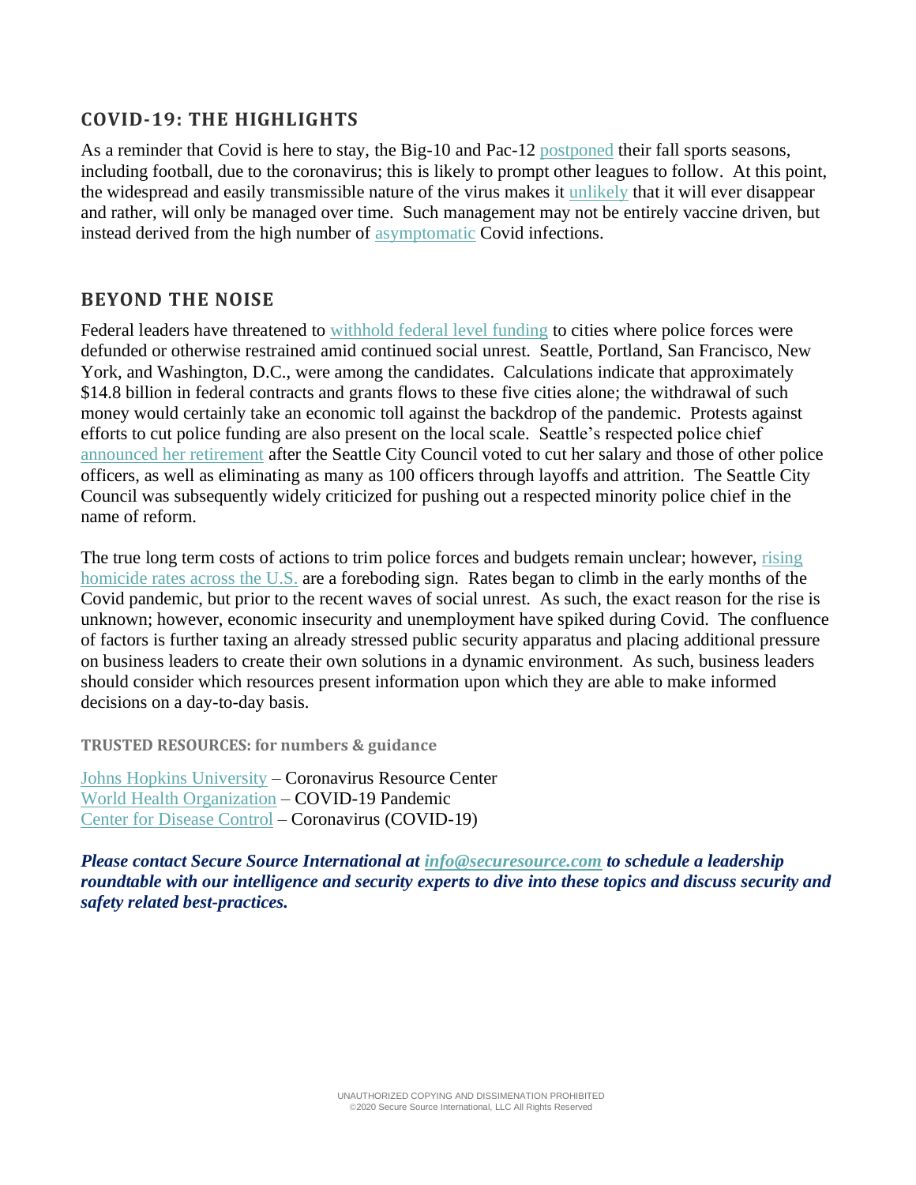## COVID-19: THE HIGHLIGHTS

As a reminder that Covid is here to stay, the Big-10 and Pac-12 postponed their fall sports seasons, including football, due to the coronavirus; this is likely to prompt other leagues to follow. At this point, the widespread and easily transmissible nature of the virus makes it unlikely that it will ever disappear and rather, will only be managed over time. Such management may not be entirely vaccine driven, but instead derived from the high number of asymptomatic Covid infections.

## BEYOND THE NOISE

Federal leaders have threatened to withhold federal level funding to cities where police forces were defunded or otherwise restrained amid continued social unrest. Seattle, Portland, San Francisco, New York, and Washington, D.C., were among the candidates. Calculations indicate that approximately $14.8 billion in federal contracts and grants flows to these five cities alone; the withdrawal of such money would certainly take an economic toll against the backdrop of the pandemic. Protests against efforts to cut police funding are also present on the local scale. Seattle's respected police chief announced her retirement after the Seattle City Council voted to cut her salary and those of other police officers, as well as eliminating as many as 100 officers through layoffs and attrition. The Seattle City Council was subsequently widely criticized for pushing out a respected minority police chief in the name of reform.

The true long term costs of actions to trim police forces and budgets remain unclear; however, rising homicide rates across the U.S. are a foreboding sign. Rates began to climb in the early months of the Covid pandemic, but prior to the recent waves of social unrest. As such, the exact reason for the rise is unknown; however, economic insecurity and unemployment have spiked during Covid. The confluence of factors is further taxing an already stressed public security apparatus and placing additional pressure on business leaders to create their own solutions in a dynamic environment. As such, business leaders should consider which resources present information upon which they are able to make informed decisions on a day-to-day basis.

**TRUSTED RESOURCES: for numbers & guidance**

Johns Hopkins University – Coronavirus Resource Center
World Health Organization – COVID-19 Pandemic
Center for Disease Control – Coronavirus (COVID-19)

***Please contact Secure Source International at info@securesource.com to schedule a leadership roundtable with our intelligence and security experts to dive into these topics and discuss security and safety related best-practices.***

UNAUTHORIZED COPYING AND DISSIMENATION PROHIBITED
©2020 Secure Source International, LLC All Rights Reserved